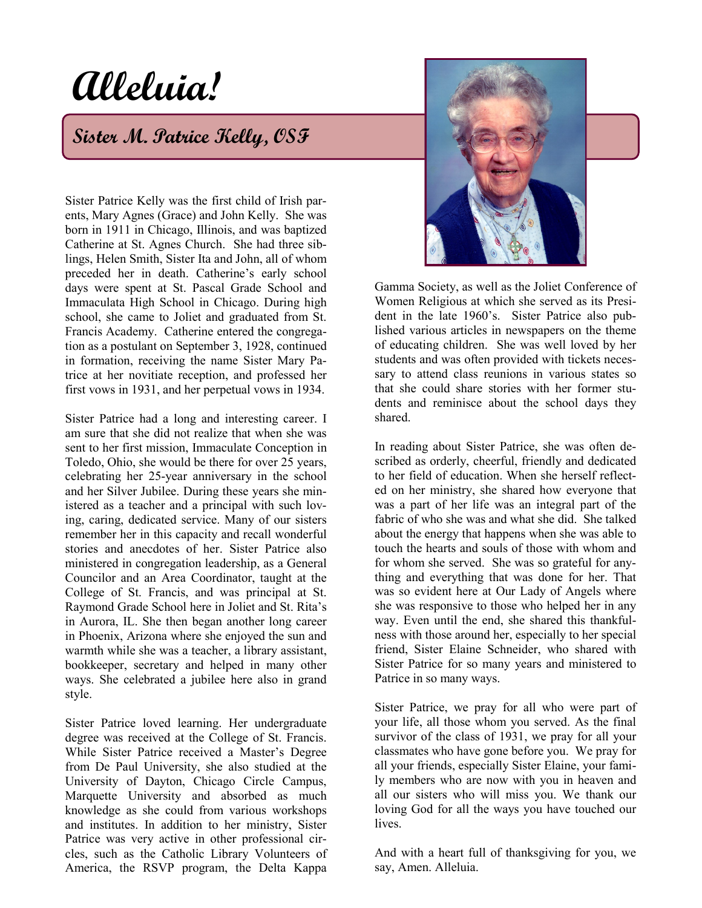# Alleluia!

## Sister M. Patrice Kelly, OSF

Sister Patrice Kelly was the first child of Irish parents, Mary Agnes (Grace) and John Kelly. She was born in 1911 in Chicago, Illinois, and was baptized Catherine at St. Agnes Church. She had three siblings, Helen Smith, Sister Ita and John, all of whom preceded her in death. Catherine's early school days were spent at St. Pascal Grade School and Immaculata High School in Chicago. During high school, she came to Joliet and graduated from St. Francis Academy. Catherine entered the congregation as a postulant on September 3, 1928, continued in formation, receiving the name Sister Mary Patrice at her novitiate reception, and professed her first vows in 1931, and her perpetual vows in 1934.

Sister Patrice had a long and interesting career. I am sure that she did not realize that when she was sent to her first mission, Immaculate Conception in Toledo, Ohio, she would be there for over 25 years, celebrating her 25-year anniversary in the school and her Silver Jubilee. During these years she ministered as a teacher and a principal with such loving, caring, dedicated service. Many of our sisters remember her in this capacity and recall wonderful stories and anecdotes of her. Sister Patrice also ministered in congregation leadership, as a General Councilor and an Area Coordinator, taught at the College of St. Francis, and was principal at St. Raymond Grade School here in Joliet and St. Rita's in Aurora, IL. She then began another long career in Phoenix, Arizona where she enjoyed the sun and warmth while she was a teacher, a library assistant, bookkeeper, secretary and helped in many other ways. She celebrated a jubilee here also in grand style.

Sister Patrice loved learning. Her undergraduate degree was received at the College of St. Francis. While Sister Patrice received a Master's Degree from De Paul University, she also studied at the University of Dayton, Chicago Circle Campus, Marquette University and absorbed as much knowledge as she could from various workshops and institutes. In addition to her ministry, Sister Patrice was very active in other professional circles, such as the Catholic Library Volunteers of America, the RSVP program, the Delta Kappa Gamma Society, as well as the Joliet Conference of Women Religious at which she served as its President in the late 1960's. Sister Patrice also published various articles in newspapers on the theme of educating children. She was well loved by her students and was often provided with tickets necessary to attend class reunions in various states so that she could share stories with her former students and reminisce about the school days they shared.

In reading about Sister Patrice, she was often described as orderly, cheerful, friendly and dedicated to her field of education. When she herself reflected on her ministry, she shared how everyone that was a part of her life was an integral part of the fabric of who she was and what she did. She talked about the energy that happens when she was able to touch the hearts and souls of those with whom and for whom she served. She was so grateful for anything and everything that was done for her. That was so evident here at Our Lady of Angels where she was responsive to those who helped her in any way. Even until the end, she shared this thankfulness with those around her, especially to her special friend, Sister Elaine Schneider, who shared with Sister Patrice for so many years and ministered to Patrice in so many ways.

Sister Patrice, we pray for all who were part of your life, all those whom you served. As the final survivor of the class of 1931, we pray for all your classmates who have gone before you. We pray for all your friends, especially Sister Elaine, your family members who are now with you in heaven and all our sisters who will miss you. We thank our loving God for all the ways you have touched our lives.

And with a heart full of thanksgiving for you, we say, Amen. Alleluia.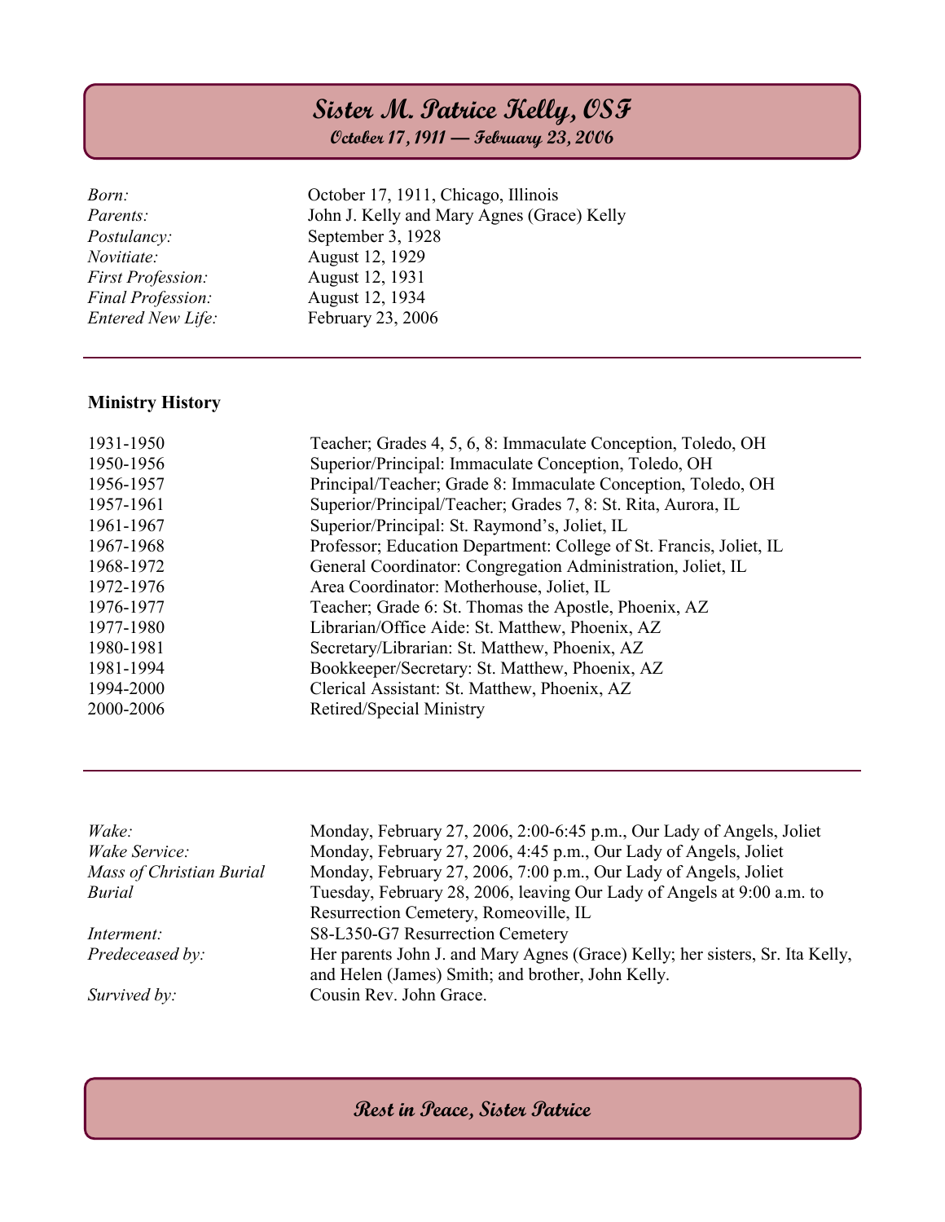# Sister M. Patrice Kelly, OSF

**October 17, 1911 — February 23, 2006**

| | |
|---|---|
| *Born:* | October 17, 1911, Chicago, Illinois |
| *Parents:* | John J. Kelly and Mary Agnes (Grace) Kelly |
| *Postulancy:* | September 3, 1928 |
| *Novitiate:* | August 12, 1929 |
| *First Profession:* | August 12, 1931 |
| *Final Profession:* | August 12, 1934 |
| *Entered New Life:* | February 23, 2006 |

---

**Ministry History**

| | |
|---|---|
| 1931-1950 | Teacher; Grades 4, 5, 6, 8: Immaculate Conception, Toledo, OH |
| 1950-1956 | Superior/Principal: Immaculate Conception, Toledo, OH |
| 1956-1957 | Principal/Teacher; Grade 8: Immaculate Conception, Toledo, OH |
| 1957-1961 | Superior/Principal/Teacher; Grades 7, 8: St. Rita, Aurora, IL |
| 1961-1967 | Superior/Principal: St. Raymond's, Joliet, IL |
| 1967-1968 | Professor; Education Department: College of St. Francis, Joliet, IL |
| 1968-1972 | General Coordinator: Congregation Administration, Joliet, IL |
| 1972-1976 | Area Coordinator: Motherhouse, Joliet, IL |
| 1976-1977 | Teacher; Grade 6: St. Thomas the Apostle, Phoenix, AZ |
| 1977-1980 | Librarian/Office Aide: St. Matthew, Phoenix, AZ |
| 1980-1981 | Secretary/Librarian: St. Matthew, Phoenix, AZ |
| 1981-1994 | Bookkeeper/Secretary: St. Matthew, Phoenix, AZ |
| 1994-2000 | Clerical Assistant: St. Matthew, Phoenix, AZ |
| 2000-2006 | Retired/Special Ministry |

---

| | |
|---|---|
| *Wake:* | Monday, February 27, 2006, 2:00-6:45 p.m., Our Lady of Angels, Joliet |
| *Wake Service:* | Monday, February 27, 2006, 4:45 p.m., Our Lady of Angels, Joliet |
| *Mass of Christian Burial* | Monday, February 27, 2006, 7:00 p.m., Our Lady of Angels, Joliet |
| *Burial* | Tuesday, February 28, 2006, leaving Our Lady of Angels at 9:00 a.m. to Resurrection Cemetery, Romeoville, IL |
| *Interment:* | S8-L350-G7 Resurrection Cemetery |
| *Predeceased by:* | Her parents John J. and Mary Agnes (Grace) Kelly; her sisters, Sr. Ita Kelly, and Helen (James) Smith; and brother, John Kelly. |
| *Survived by:* | Cousin Rev. John Grace. |

**Rest in Peace, Sister Patrice**